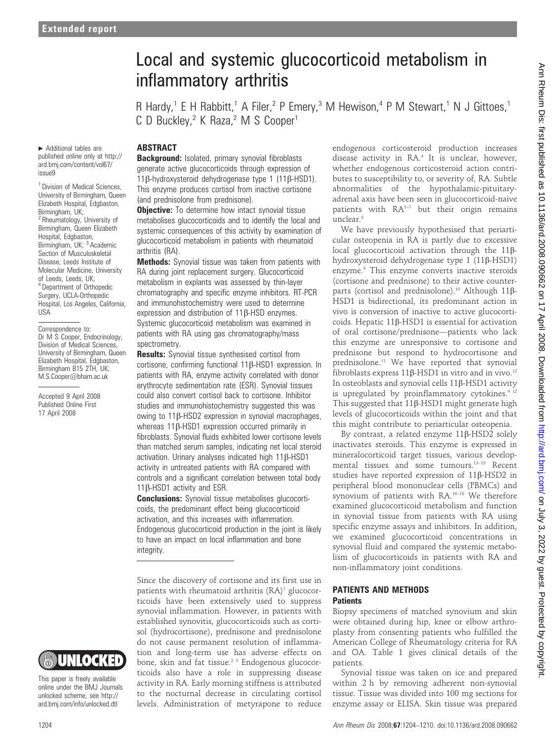**Extended report**

# Local and systemic glucocorticoid metabolism in inflammatory arthritis

R Hardy,[1] E H Rabbitt,[1] A Filer,[2] P Emery,[3] M Hewison,[4] P M Stewart,[1] N J Gittoes,[1] C D Buckley,[2] K Raza,[2] M S Cooper[1]

▸ Additional tables are published online only at http://ard.bmj.com/content/vol67/issue9

[1] Division of Medical Sciences, University of Birmingham, Queen Elizabeth Hospital, Edgbaston, Birmingham, UK; [2] Rheumatology, University of Birmingham, Queen Elizabeth Hospital, Edgbaston, Birmingham, UK; [3] Academic Section of Musculoskeletal Disease, Leeds Institute of Molecular Medicine, University of Leeds, Leeds, UK; [4] Department of Orthopedic Surgery, UCLA-Orthopedic Hospital, Los Angeles, California, USA

Correspondence to: Dr M S Cooper, Endocrinology, Division of Medical Sciences, University of Birmingham, Queen Elizabeth Hospital, Edgbaston, Birmingham B15 2TH, UK; M.S.Cooper@bham.ac.uk

Accepted 9 April 2008
Published Online First 17 April 2008

This paper is freely available online under the BMJ Journals unlocked scheme, see http://ard.bmj.com/info/unlocked.dtl

## ABSTRACT

**Background:** Isolated, primary synovial fibroblasts generate active glucocorticoids through expression of 11β-hydroxysteroid dehydrogenase type 1 (11β-HSD1). This enzyme produces cortisol from inactive cortisone (and prednisolone from prednisone).

**Objective:** To determine how intact synovial tissue metabolises glucocorticoids and to identify the local and systemic consequences of this activity by examination of glucocorticoid metabolism in patients with rheumatoid arthritis (RA).

**Methods:** Synovial tissue was taken from patients with RA during joint replacement surgery. Glucocorticoid metabolism in explants was assessed by thin-layer chromatography and specific enzyme inhibitors. RT-PCR and immunohistochemistry were used to determine expression and distribution of 11β-HSD enzymes. Systemic glucocorticoid metabolism was examined in patients with RA using gas chromatography/mass spectrometry.

**Results:** Synovial tissue synthesised cortisol from cortisone, confirming functional 11β-HSD1 expression. In patients with RA, enzyme activity correlated with donor erythrocyte sedimentation rate (ESR). Synovial tissues could also convert cortisol back to cortisone. Inhibitor studies and immunohistochemistry suggested this was owing to 11β-HSD2 expression in synovial macrophages, whereas 11β-HSD1 expression occurred primarily in fibroblasts. Synovial fluids exhibited lower cortisone levels than matched serum samples, indicating net local steroid activation. Urinary analyses indicated high 11β-HSD1 activity in untreated patients with RA compared with controls and a significant correlation between total body 11β-HSD1 activity and ESR.

**Conclusions:** Synovial tissue metabolises glucocorticoids, the predominant effect being glucocorticoid activation, and this increases with inflammation. Endogenous glucocorticoid production in the joint is likely to have an impact on local inflammation and bone integrity.

Since the discovery of cortisone and its first use in patients with rheumatoid arthritis (RA)[1] glucocorticoids have been extensively used to suppress synovial inflammation. However, in patients with established synovitis, glucocorticoids such as cortisol (hydrocortisone), prednisone and prednisolone do not cause permanent resolution of inflammation and long-term use has adverse effects on bone, skin and fat tissue.[2 3] Endogenous glucocorticoids also have a role in suppressing disease activity in RA. Early morning stiffness is attributed to the nocturnal decrease in circulating cortisol levels. Administration of metyrapone to reduce endogenous corticosteroid production increases disease activity in RA.[4] It is unclear, however, whether endogenous corticosteroid action contributes to susceptibility to, or severity of, RA. Subtle abnormalities of the hypothalamic-pituitary-adrenal axis have been seen in glucocorticoid-naive patients with RA[5–7] but their origin remains unclear.[8]

We have previously hypothesised that periarticular osteopenia in RA is partly due to excessive local glucocorticoid activation through the 11β-hydroxysteroid dehydrogenase type 1 (11β-HSD1) enzyme.[9] This enzyme converts inactive steroids (cortisone and prednisone) to their active counterparts (cortisol and prednisolone).[10] Although 11β-HSD1 is bidirectional, its predominant action in vivo is conversion of inactive to active glucocorticoids. Hepatic 11β-HSD1 is essential for activation of oral cortisone/prednisone—patients who lack this enzyme are unresponsive to cortisone and prednisone but respond to hydrocortisone and prednisolone.[11] We have reported that synovial fibroblasts express 11β-HSD1 in vitro and in vivo.[12] In osteoblasts and synovial cells 11β-HSD1 activity is upregulated by proinflammatory cytokines.[9 12] This suggested that 11β-HSD1 might generate high levels of glucocorticoids within the joint and that this might contribute to periarticular osteopenia.

By contrast, a related enzyme 11β-HSD2 solely inactivates steroids. This enzyme is expressed in mineralocorticoid target tissues, various developmental tissues and some tumours.[13–15] Recent studies have reported expression of 11β-HSD2 in peripheral blood mononuclear cells (PBMCs) and synovium of patients with RA.[16–18] We therefore examined glucocorticoid metabolism and function in synovial tissue from patients with RA using specific enzyme assays and inhibitors. In addition, we examined glucocorticoid concentrations in synovial fluid and compared the systemic metabolism of glucocorticoids in patients with RA and non-inflammatory joint conditions.

## PATIENTS AND METHODS

### Patients

Biopsy specimens of matched synovium and skin were obtained during hip, knee or elbow arthroplasty from consenting patients who fulfilled the American College of Rheumatology criteria for RA and OA. Table 1 gives clinical details of the patients.

Synovial tissue was taken on ice and prepared within 2 h by removing adherent non-synovial tissue. Tissue was divided into 100 mg sections for enzyme assay or ELISA. Skin tissue was prepared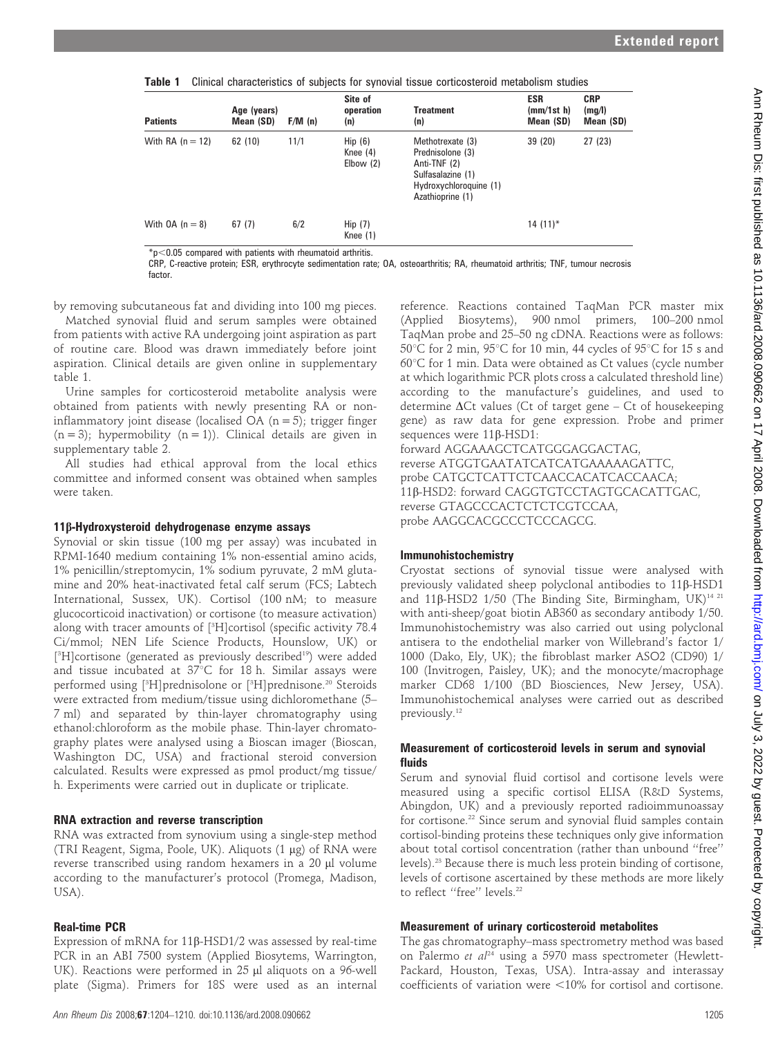**Table 1** Clinical characteristics of subjects for synovial tissue corticosteroid metabolism studies

| Patients | Age (years) Mean (SD) | F/M (n) | Site of operation (n) | Treatment (n) | ESR (mm/1st h) Mean (SD) | CRP (mg/l) Mean (SD) |
|---|---|---|---|---|---|---|
| With RA (n = 12) | 62 (10) | 11/1 | Hip (6) Knee (4) Elbow (2) | Methotrexate (3) Prednisolone (3) Anti-TNF (2) Sulfasalazine (1) Hydroxychloroquine (1) Azathioprine (1) | 39 (20) | 27 (23) |
| With OA (n = 8) | 67 (7) | 6/2 | Hip (7) Knee (1) | | 14 (11)* | |

*p<0.05 compared with patients with rheumatoid arthritis.

CRP, C-reactive protein; ESR, erythrocyte sedimentation rate; OA, osteoarthritis; RA, rheumatoid arthritis; TNF, tumour necrosis factor.

by removing subcutaneous fat and dividing into 100 mg pieces.

Matched synovial fluid and serum samples were obtained from patients with active RA undergoing joint aspiration as part of routine care. Blood was drawn immediately before joint aspiration. Clinical details are given online in supplementary table 1.

Urine samples for corticosteroid metabolite analysis were obtained from patients with newly presenting RA or non-inflammatory joint disease (localised OA (n = 5); trigger finger (n = 3); hypermobility (n = 1)). Clinical details are given in supplementary table 2.

All studies had ethical approval from the local ethics committee and informed consent was obtained when samples were taken.

### 11β-Hydroxysteroid dehydrogenase enzyme assays

Synovial or skin tissue (100 mg per assay) was incubated in RPMI-1640 medium containing 1% non-essential amino acids, 1% penicillin/streptomycin, 1% sodium pyruvate, 2 mM glutamine and 20% heat-inactivated fetal calf serum (FCS; Labtech International, Sussex, UK). Cortisol (100 nM; to measure glucocorticoid inactivation) or cortisone (to measure activation) along with tracer amounts of [$^3$H]cortisol (specific activity 78.4 Ci/mmol; NEN Life Science Products, Hounslow, UK) or [$^3$H]cortisone (generated as previously described[19]) were added and tissue incubated at 37°C for 18 h. Similar assays were performed using [$^3$H]prednisolone or [$^3$H]prednisone.[20] Steroids were extracted from medium/tissue using dichloromethane (5–7 ml) and separated by thin-layer chromatography using ethanol:chloroform as the mobile phase. Thin-layer chromatography plates were analysed using a Bioscan imager (Bioscan, Washington DC, USA) and fractional steroid conversion calculated. Results were expressed as pmol product/mg tissue/h. Experiments were carried out in duplicate or triplicate.

### RNA extraction and reverse transcription

RNA was extracted from synovium using a single-step method (TRI Reagent, Sigma, Poole, UK). Aliquots (1 μg) of RNA were reverse transcribed using random hexamers in a 20 μl volume according to the manufacturer's protocol (Promega, Madison, USA).

### Real-time PCR

Expression of mRNA for 11β-HSD1/2 was assessed by real-time PCR in an ABI 7500 system (Applied Biosytems, Warrington, UK). Reactions were performed in 25 μl aliquots on a 96-well plate (Sigma). Primers for 18S were used as an internal reference. Reactions contained TaqMan PCR master mix (Applied Biosytems), 900 nmol primers, 100–200 nmol TaqMan probe and 25–50 ng cDNA. Reactions were as follows: 50°C for 2 min, 95°C for 10 min, 44 cycles of 95°C for 15 s and 60°C for 1 min. Data were obtained as Ct values (cycle number at which logarithmic PCR plots cross a calculated threshold line) according to the manufacture's guidelines, and used to determine ΔCt values (Ct of target gene – Ct of housekeeping gene) as raw data for gene expression. Probe and primer sequences were 11β-HSD1:

forward AGGAAAGCTCATGGGAGGACTAG,
reverse ATGGTGAATATCATCATGAAAAAGATTC,
probe CATGCTCATTCTCAACCACATCACCAACA;
11β-HSD2: forward CAGGTGTCCTAGTGCACATTGAC,
reverse GTAGCCCACTCTCTCGTCCAA,
probe AAGGCACGCCCTCCCAGCG.

### Immunohistochemistry

Cryostat sections of synovial tissue were analysed with previously validated sheep polyclonal antibodies to 11β-HSD1 and 11β-HSD2 1/50 (The Binding Site, Birmingham, UK)[14 21] with anti-sheep/goat biotin AB360 as secondary antibody 1/50. Immunohistochemistry was also carried out using polyclonal antisera to the endothelial marker von Willebrand's factor 1/1000 (Dako, Ely, UK); the fibroblast marker ASO2 (CD90) 1/100 (Invitrogen, Paisley, UK); and the monocyte/macrophage marker CD68 1/100 (BD Biosciences, New Jersey, USA). Immunohistochemical analyses were carried out as described previously.[12]

### Measurement of corticosteroid levels in serum and synovial fluids

Serum and synovial fluid cortisol and cortisone levels were measured using a specific cortisol ELISA (R&D Systems, Abingdon, UK) and a previously reported radioimmunoassay for cortisone.[22] Since serum and synovial fluid samples contain cortisol-binding proteins these techniques only give information about total cortisol concentration (rather than unbound "free" levels).[23] Because there is much less protein binding of cortisone, levels of cortisone ascertained by these methods are more likely to reflect "free" levels.[22]

### Measurement of urinary corticosteroid metabolites

The gas chromatography–mass spectrometry method was based on Palermo *et al*[24] using a 5970 mass spectrometer (Hewlett-Packard, Houston, Texas, USA). Intra-assay and interassay coefficients of variation were <10% for cortisol and cortisone.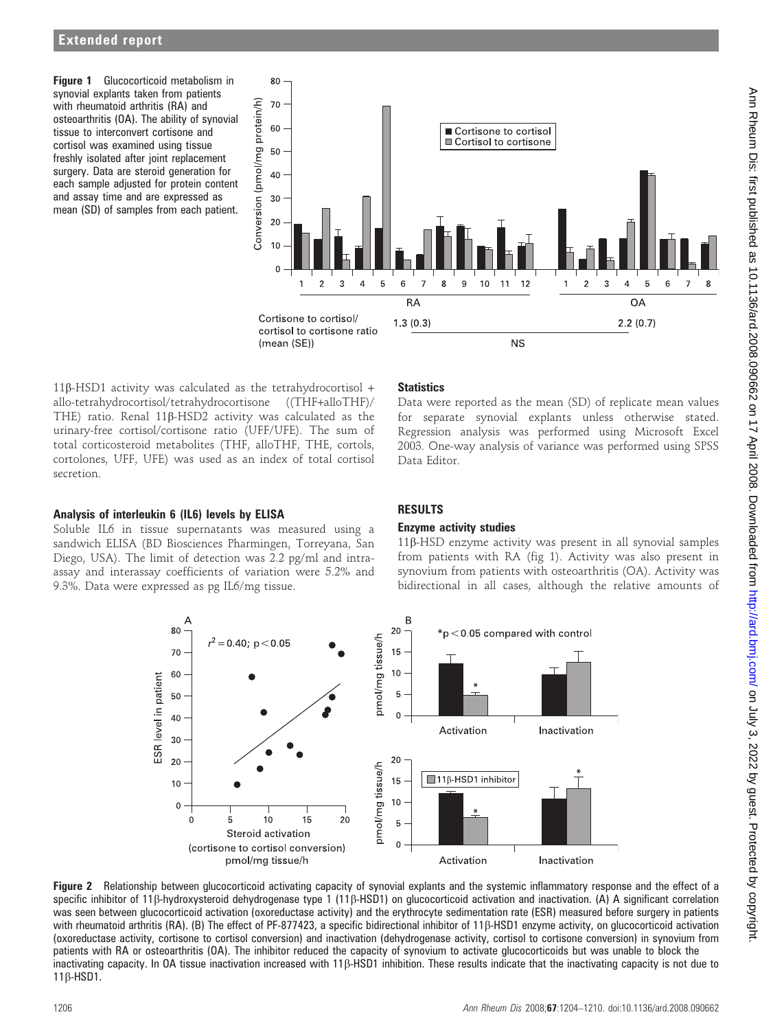**Figure 1** Glucocorticoid metabolism in synovial explants taken from patients with rheumatoid arthritis (RA) and osteoarthritis (OA). The ability of synovial tissue to interconvert cortisone and cortisol was examined using tissue freshly isolated after joint replacement surgery. Data are steroid generation for each sample adjusted for protein content and assay time and are expressed as mean (SD) of samples from each patient.

11β-HSD1 activity was calculated as the tetrahydrocortisol + allo-tetrahydrocortisol/tetrahydrocortisone ((THF+alloTHF)/THE) ratio. Renal 11β-HSD2 activity was calculated as the urinary-free cortisol/cortisone ratio (UFF/UFE). The sum of total corticosteroid metabolites (THF, alloTHF, THE, cortols, cortolones, UFF, UFE) was used as an index of total cortisol secretion.

### Analysis of interleukin 6 (IL6) levels by ELISA

Soluble IL6 in tissue supernatants was measured using a sandwich ELISA (BD Biosciences Pharmingen, Torreyana, San Diego, USA). The limit of detection was 2.2 pg/ml and intra-assay and interassay coefficients of variation were 5.2% and 9.3%. Data were expressed as pg IL6/mg tissue.

### Statistics

Data were reported as the mean (SD) of replicate mean values for separate synovial explants unless otherwise stated. Regression analysis was performed using Microsoft Excel 2003. One-way analysis of variance was performed using SPSS Data Editor.

## RESULTS

### Enzyme activity studies

11β-HSD enzyme activity was present in all synovial samples from patients with RA (fig 1). Activity was also present in synovium from patients with osteoarthritis (OA). Activity was bidirectional in all cases, although the relative amounts of

**Figure 2** Relationship between glucocorticoid activating capacity of synovial explants and the systemic inflammatory response and the effect of a specific inhibitor of 11β-hydroxysteroid dehydrogenase type 1 (11β-HSD1) on glucocorticoid activation and inactivation. (A) A significant correlation was seen between glucocorticoid activation (oxoreductase activity) and the erythrocyte sedimentation rate (ESR) measured before surgery in patients with rheumatoid arthritis (RA). (B) The effect of PF-877423, a specific bidirectional inhibitor of 11β-HSD1 enzyme activity, on glucocorticoid activation (oxoreductase activity, cortisone to cortisol conversion) and inactivation (dehydrogenase activity, cortisol to cortisone conversion) in synovium from patients with RA or osteoarthritis (OA). The inhibitor reduced the capacity of synovium to activate glucocorticoids but was unable to block the inactivating capacity. In OA tissue inactivation increased with 11β-HSD1 inhibition. These results indicate that the inactivating capacity is not due to 11β-HSD1.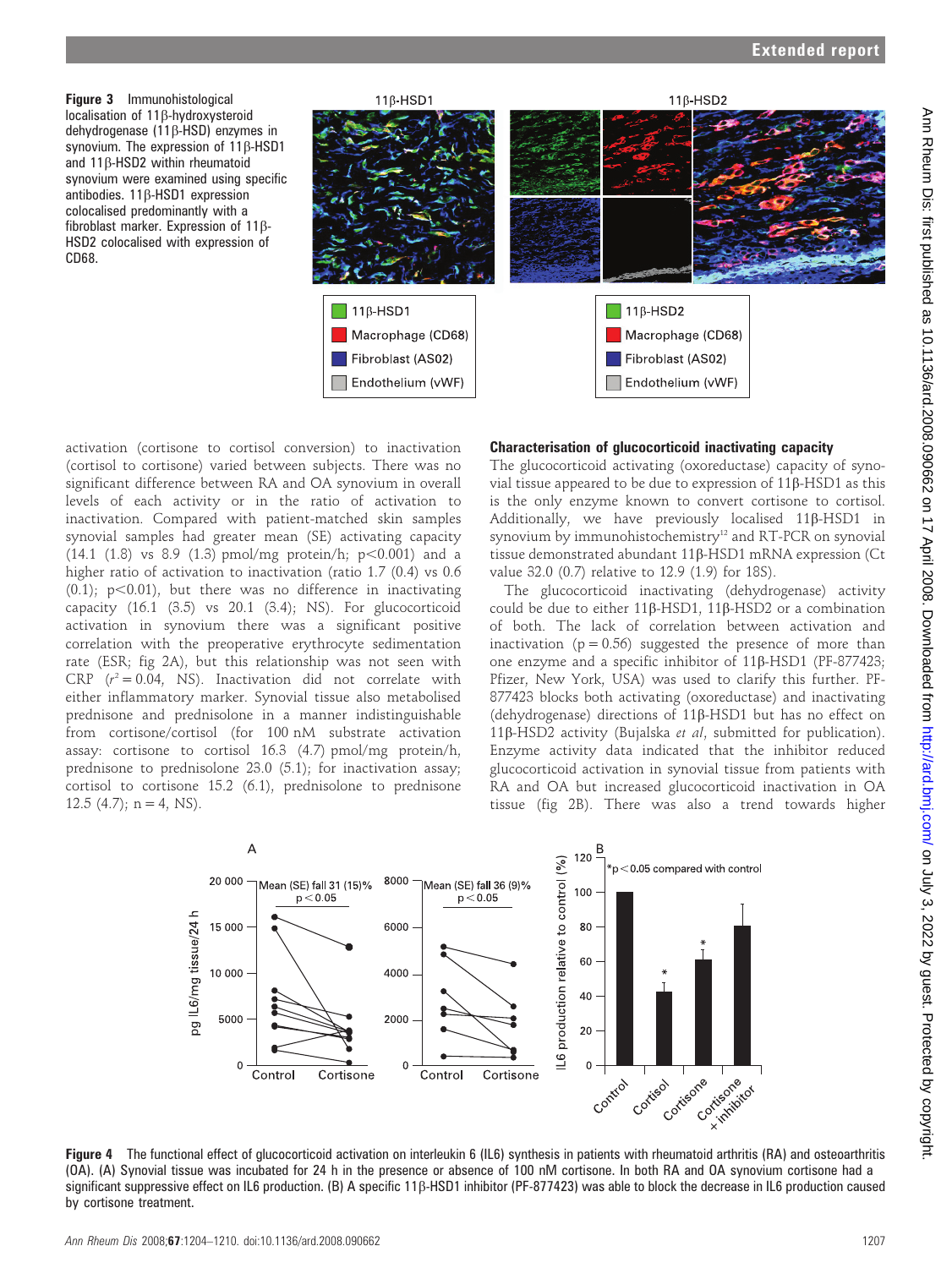**Figure 3** Immunohistological localisation of 11β-hydroxysteroid dehydrogenase (11β-HSD) enzymes in synovium. The expression of 11β-HSD1 and 11β-HSD2 within rheumatoid synovium were examined using specific antibodies. 11β-HSD1 expression colocalised predominantly with a fibroblast marker. Expression of 11β-HSD2 colocalised with expression of CD68.

activation (cortisone to cortisol conversion) to inactivation (cortisol to cortisone) varied between subjects. There was no significant difference between RA and OA synovium in overall levels of each activity or in the ratio of activation to inactivation. Compared with patient-matched skin samples synovial samples had greater mean (SE) activating capacity (14.1 (1.8) vs 8.9 (1.3) pmol/mg protein/h; $p<0.001$) and a higher ratio of activation to inactivation (ratio 1.7 (0.4) vs 0.6 (0.1); $p<0.01$), but there was no difference in inactivating capacity (16.1 (3.5) vs 20.1 (3.4); NS). For glucocorticoid activation in synovium there was a significant positive correlation with the preoperative erythrocyte sedimentation rate (ESR; fig 2A), but this relationship was not seen with CRP ($r^2 = 0.04$, NS). Inactivation did not correlate with either inflammatory marker. Synovial tissue also metabolised prednisone and prednisolone in a manner indistinguishable from cortisone/cortisol (for 100 nM substrate activation assay: cortisone to cortisol 16.3 (4.7) pmol/mg protein/h, prednisone to prednisolone 23.0 (5.1); for inactivation assay; cortisol to cortisone 15.2 (6.1), prednisolone to prednisone 12.5 (4.7); n = 4, NS).

### Characterisation of glucocorticoid inactivating capacity

The glucocorticoid activating (oxoreductase) capacity of synovial tissue appeared to be due to expression of 11β-HSD1 as this is the only enzyme known to convert cortisone to cortisol. Additionally, we have previously localised 11β-HSD1 in synovium by immunohistochemistry[12] and RT-PCR on synovial tissue demonstrated abundant 11β-HSD1 mRNA expression (Ct value 32.0 (0.7) relative to 12.9 (1.9) for 18S).

The glucocorticoid inactivating (dehydrogenase) activity could be due to either 11β-HSD1, 11β-HSD2 or a combination of both. The lack of correlation between activation and inactivation ($p = 0.56$) suggested the presence of more than one enzyme and a specific inhibitor of 11β-HSD1 (PF-877423; Pfizer, New York, USA) was used to clarify this further. PF-877423 blocks both activating (oxoreductase) and inactivating (dehydrogenase) directions of 11β-HSD1 but has no effect on 11β-HSD2 activity (Bujalska *et al*, submitted for publication). Enzyme activity data indicated that the inhibitor reduced glucocorticoid activation in synovial tissue from patients with RA and OA but increased glucocorticoid inactivation in OA tissue (fig 2B). There was also a trend towards higher

**Figure 4** The functional effect of glucocorticoid activation on interleukin 6 (IL6) synthesis in patients with rheumatoid arthritis (RA) and osteoarthritis (OA). (A) Synovial tissue was incubated for 24 h in the presence or absence of 100 nM cortisone. In both RA and OA synovium cortisone had a significant suppressive effect on IL6 production. (B) A specific 11β-HSD1 inhibitor (PF-877423) was able to block the decrease in IL6 production caused by cortisone treatment.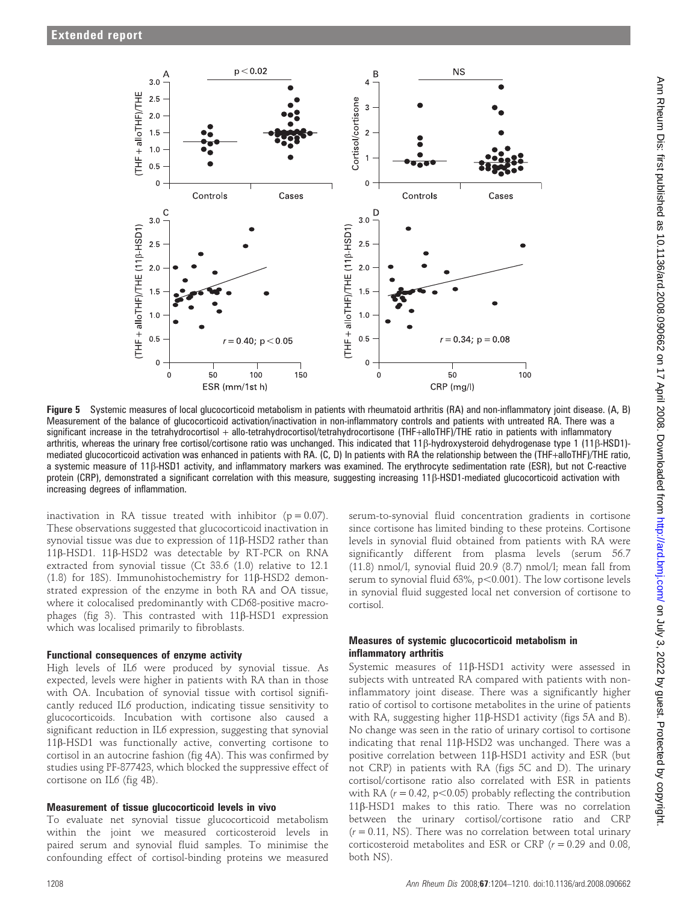**Figure 5** Systemic measures of local glucocorticoid metabolism in patients with rheumatoid arthritis (RA) and non-inflammatory joint disease. (A, B) Measurement of the balance of glucocorticoid activation/inactivation in non-inflammatory controls and patients with untreated RA. There was a significant increase in the tetrahydrocortisol + allo-tetrahydrocortisol/tetrahydrocortisone (THF+alloTHF)/THE ratio in patients with inflammatory arthritis, whereas the urinary free cortisol/cortisone ratio was unchanged. This indicated that 11β-hydroxysteroid dehydrogenase type 1 (11β-HSD1)-mediated glucocorticoid activation was enhanced in patients with RA. (C, D) In patients with RA the relationship between the (THF+alloTHF)/THE ratio, a systemic measure of 11β-HSD1 activity, and inflammatory markers was examined. The erythrocyte sedimentation rate (ESR), but not C-reactive protein (CRP), demonstrated a significant correlation with this measure, suggesting increasing 11β-HSD1-mediated glucocorticoid activation with increasing degrees of inflammation.

inactivation in RA tissue treated with inhibitor ($p = 0.07$). These observations suggested that glucocorticoid inactivation in synovial tissue was due to expression of 11β-HSD2 rather than 11β-HSD1. 11β-HSD2 was detectable by RT-PCR on RNA extracted from synovial tissue (Ct 33.6 (1.0) relative to 12.1 (1.8) for 18S). Immunohistochemistry for 11β-HSD2 demonstrated expression of the enzyme in both RA and OA tissue, where it colocalised predominantly with CD68-positive macrophages (fig 3). This contrasted with 11β-HSD1 expression which was localised primarily to fibroblasts.

### Functional consequences of enzyme activity

High levels of IL6 were produced by synovial tissue. As expected, levels were higher in patients with RA than in those with OA. Incubation of synovial tissue with cortisol significantly reduced IL6 production, indicating tissue sensitivity to glucocorticoids. Incubation with cortisone also caused a significant reduction in IL6 expression, suggesting that synovial 11β-HSD1 was functionally active, converting cortisone to cortisol in an autocrine fashion (fig 4A). This was confirmed by studies using PF-877423, which blocked the suppressive effect of cortisone on IL6 (fig 4B).

### Measurement of tissue glucocorticoid levels in vivo

To evaluate net synovial tissue glucocorticoid metabolism within the joint we measured corticosteroid levels in paired serum and synovial fluid samples. To minimise the confounding effect of cortisol-binding proteins we measured serum-to-synovial fluid concentration gradients in cortisone since cortisone has limited binding to these proteins. Cortisone levels in synovial fluid obtained from patients with RA were significantly different from plasma levels (serum 56.7 (11.8) nmol/l, synovial fluid 20.9 (8.7) nmol/l; mean fall from serum to synovial fluid 63%, $p<0.001$). The low cortisone levels in synovial fluid suggested local net conversion of cortisone to cortisol.

### Measures of systemic glucocorticoid metabolism in inflammatory arthritis

Systemic measures of 11β-HSD1 activity were assessed in subjects with untreated RA compared with patients with non-inflammatory joint disease. There was a significantly higher ratio of cortisol to cortisone metabolites in the urine of patients with RA, suggesting higher 11β-HSD1 activity (figs 5A and B). No change was seen in the ratio of urinary cortisol to cortisone indicating that renal 11β-HSD2 was unchanged. There was a positive correlation between 11β-HSD1 activity and ESR (but not CRP) in patients with RA (figs 5C and D). The urinary cortisol/cortisone ratio also correlated with ESR in patients with RA ($r = 0.42$, $p<0.05$) probably reflecting the contribution 11β-HSD1 makes to this ratio. There was no correlation between the urinary cortisol/cortisone ratio and CRP ($r = 0.11$, NS). There was no correlation between total urinary corticosteroid metabolites and ESR or CRP ($r = 0.29$ and 0.08, both NS).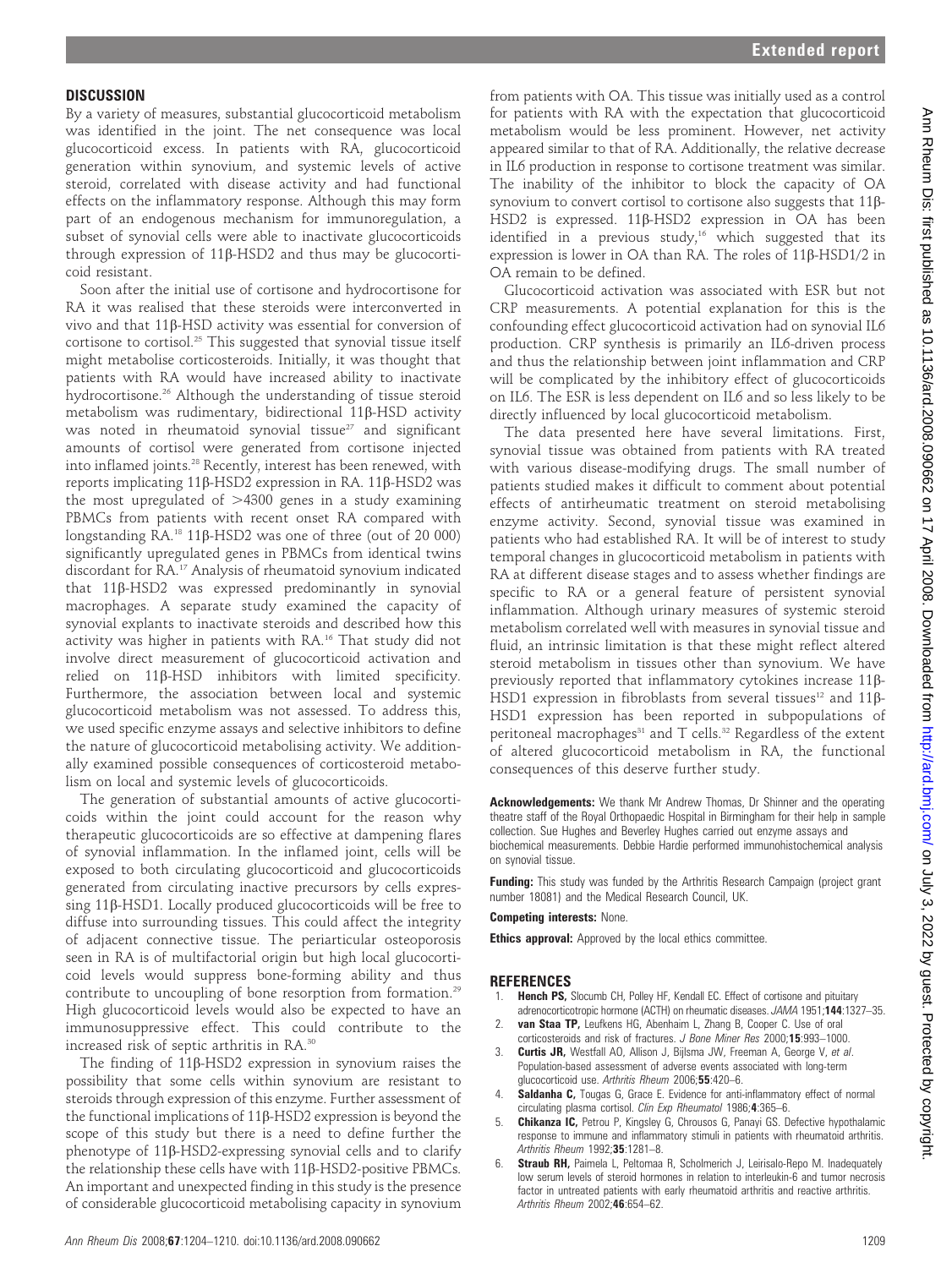## DISCUSSION

By a variety of measures, substantial glucocorticoid metabolism was identified in the joint. The net consequence was local glucocorticoid excess. In patients with RA, glucocorticoid generation within synovium, and systemic levels of active steroid, correlated with disease activity and had functional effects on the inflammatory response. Although this may form part of an endogenous mechanism for immunoregulation, a subset of synovial cells were able to inactivate glucocorticoids through expression of 11β-HSD2 and thus may be glucocorticoid resistant.

Soon after the initial use of cortisone and hydrocortisone for RA it was realised that these steroids were interconverted in vivo and that 11β-HSD activity was essential for conversion of cortisone to cortisol.[25] This suggested that synovial tissue itself might metabolise corticosteroids. Initially, it was thought that patients with RA would have increased ability to inactivate hydrocortisone.[26] Although the understanding of tissue steroid metabolism was rudimentary, bidirectional 11β-HSD activity was noted in rheumatoid synovial tissue[27] and significant amounts of cortisol were generated from cortisone injected into inflamed joints.[28] Recently, interest has been renewed, with reports implicating 11β-HSD2 expression in RA. 11β-HSD2 was the most upregulated of >4300 genes in a study examining PBMCs from patients with recent onset RA compared with longstanding RA.[18] 11β-HSD2 was one of three (out of 20 000) significantly upregulated genes in PBMCs from identical twins discordant for RA.[17] Analysis of rheumatoid synovium indicated that 11β-HSD2 was expressed predominantly in synovial macrophages. A separate study examined the capacity of synovial explants to inactivate steroids and described how this activity was higher in patients with RA.[16] That study did not involve direct measurement of glucocorticoid activation and relied on 11β-HSD inhibitors with limited specificity. Furthermore, the association between local and systemic glucocorticoid metabolism was not assessed. To address this, we used specific enzyme assays and selective inhibitors to define the nature of glucocorticoid metabolising activity. We additionally examined possible consequences of corticosteroid metabolism on local and systemic levels of glucocorticoids.

The generation of substantial amounts of active glucocorticoids within the joint could account for the reason why therapeutic glucocorticoids are so effective at dampening flares of synovial inflammation. In the inflamed joint, cells will be exposed to both circulating glucocorticoid and glucocorticoids generated from circulating inactive precursors by cells expressing 11β-HSD1. Locally produced glucocorticoids will be free to diffuse into surrounding tissues. This could affect the integrity of adjacent connective tissue. The periarticular osteoporosis seen in RA is of multifactorial origin but high local glucocorticoid levels would suppress bone-forming ability and thus contribute to uncoupling of bone resorption from formation.[29] High glucocorticoid levels would also be expected to have an immunosuppressive effect. This could contribute to the increased risk of septic arthritis in RA.[30]

The finding of 11β-HSD2 expression in synovium raises the possibility that some cells within synovium are resistant to steroids through expression of this enzyme. Further assessment of the functional implications of 11β-HSD2 expression is beyond the scope of this study but there is a need to define further the phenotype of 11β-HSD2-expressing synovial cells and to clarify the relationship these cells have with 11β-HSD2-positive PBMCs. An important and unexpected finding in this study is the presence of considerable glucocorticoid metabolising capacity in synovium from patients with OA. This tissue was initially used as a control for patients with RA with the expectation that glucocorticoid metabolism would be less prominent. However, net activity appeared similar to that of RA. Additionally, the relative decrease in IL6 production in response to cortisone treatment was similar. The inability of the inhibitor to block the capacity of OA synovium to convert cortisol to cortisone also suggests that 11β-HSD2 is expressed. 11β-HSD2 expression in OA has been identified in a previous study,[16] which suggested that its expression is lower in OA than RA. The roles of 11β-HSD1/2 in OA remain to be defined.

Glucocorticoid activation was associated with ESR but not CRP measurements. A potential explanation for this is the confounding effect glucocorticoid activation had on synovial IL6 production. CRP synthesis is primarily an IL6-driven process and thus the relationship between joint inflammation and CRP will be complicated by the inhibitory effect of glucocorticoids on IL6. The ESR is less dependent on IL6 and so less likely to be directly influenced by local glucocorticoid metabolism.

The data presented here have several limitations. First, synovial tissue was obtained from patients with RA treated with various disease-modifying drugs. The small number of patients studied makes it difficult to comment about potential effects of antirheumatic treatment on steroid metabolising enzyme activity. Second, synovial tissue was examined in patients who had established RA. It will be of interest to study temporal changes in glucocorticoid metabolism in patients with RA at different disease stages and to assess whether findings are specific to RA or a general feature of persistent synovial inflammation. Although urinary measures of systemic steroid metabolism correlated well with measures in synovial tissue and fluid, an intrinsic limitation is that these might reflect altered steroid metabolism in tissues other than synovium. We have previously reported that inflammatory cytokines increase 11β-HSD1 expression in fibroblasts from several tissues[12] and 11β-HSD1 expression has been reported in subpopulations of peritoneal macrophages[31] and T cells.[32] Regardless of the extent of altered glucocorticoid metabolism in RA, the functional consequences of this deserve further study.

**Acknowledgements:** We thank Mr Andrew Thomas, Dr Shinner and the operating theatre staff of the Royal Orthopaedic Hospital in Birmingham for their help in sample collection. Sue Hughes and Beverley Hughes carried out enzyme assays and biochemical measurements. Debbie Hardie performed immunohistochemical analysis on synovial tissue.

**Funding:** This study was funded by the Arthritis Research Campaign (project grant number 18081) and the Medical Research Council, UK.

**Competing interests:** None.

**Ethics approval:** Approved by the local ethics committee.

## REFERENCES

1. **Hench PS,** Slocumb CH, Polley HF, Kendall EC. Effect of cortisone and pituitary adrenocorticotropic hormone (ACTH) on rheumatic diseases. *JAMA* 1951;**144**:1327–35.
2. **van Staa TP,** Leufkens HG, Abenhaim L, Zhang B, Cooper C. Use of oral corticosteroids and risk of fractures. *J Bone Miner Res* 2000;**15**:993–1000.
3. **Curtis JR,** Westfall AO, Allison J, Bijlsma JW, Freeman A, George V, *et al*. Population-based assessment of adverse events associated with long-term glucocorticoid use. *Arthritis Rheum* 2006;**55**:420–6.
4. **Saldanha C,** Tougas G, Grace E. Evidence for anti-inflammatory effect of normal circulating plasma cortisol. *Clin Exp Rheumatol* 1986;**4**:365–6.
5. **Chikanza IC,** Petrou P, Kingsley G, Chrousos G, Panayi GS. Defective hypothalamic response to immune and inflammatory stimuli in patients with rheumatoid arthritis. *Arthritis Rheum* 1992;**35**:1281–8.
6. **Straub RH,** Paimela L, Peltomaa R, Scholmerich J, Leirisalo-Repo M. Inadequately low serum levels of steroid hormones in relation to interleukin-6 and tumor necrosis factor in untreated patients with early rheumatoid arthritis and reactive arthritis. *Arthritis Rheum* 2002;**46**:654–62.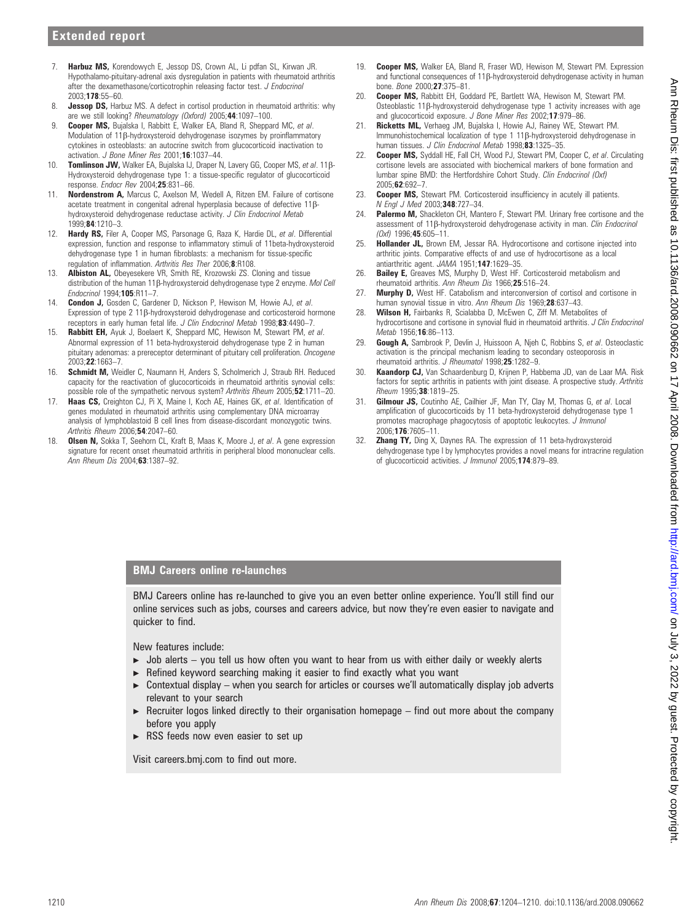7. **Harbuz MS,** Korendowych E, Jessop DS, Crown AL, Li pdfan SL, Kirwan JR. Hypothalamo-pituitary-adrenal axis dysregulation in patients with rheumatoid arthritis after the dexamethasone/corticotrophin releasing factor test. *J Endocrinol* 2003;**178**:55–60.
8. **Jessop DS,** Harbuz MS. A defect in cortisol production in rheumatoid arthritis: why are we still looking? *Rheumatology (Oxford)* 2005;**44**:1097–100.
9. **Cooper MS,** Bujalska I, Rabbitt E, Walker EA, Bland R, Sheppard MC, *et al*. Modulation of 11β-hydroxysteroid dehydrogenase isozymes by proinflammatory cytokines in osteoblasts: an autocrine switch from glucocorticoid inactivation to activation. *J Bone Miner Res* 2001;**16**:1037–44.
10. **Tomlinson JW,** Walker EA, Bujalska IJ, Draper N, Lavery GG, Cooper MS, *et al*. 11β-Hydroxysteroid dehydrogenase type 1: a tissue-specific regulator of glucocorticoid response. *Endocr Rev* 2004;**25**:831–66.
11. **Nordenstrom A,** Marcus C, Axelson M, Wedell A, Ritzen EM. Failure of cortisone acetate treatment in congenital adrenal hyperplasia because of defective 11β-hydroxysteroid dehydrogenase reductase activity. *J Clin Endocrinol Metab* 1999;**84**:1210–3.
12. **Hardy RS,** Filer A, Cooper MS, Parsonage G, Raza K, Hardie DL, *et al*. Differential expression, function and response to inflammatory stimuli of 11beta-hydroxysteroid dehydrogenase type 1 in human fibroblasts: a mechanism for tissue-specific regulation of inflammation. *Arthritis Res Ther* 2006;**8**:R108.
13. **Albiston AL,** Obeyesekere VR, Smith RE, Krozowski ZS. Cloning and tissue distribution of the human 11β-hydroxysteroid dehydrogenase type 2 enzyme. *Mol Cell Endocrinol* 1994;**105**:R11–7.
14. **Condon J,** Gosden C, Gardener D, Nickson P, Hewison M, Howie AJ, *et al*. Expression of type 2 11β-hydroxysteroid dehydrogenase and corticosteroid hormone receptors in early human fetal life. *J Clin Endocrinol Metab* 1998;**83**:4490–7.
15. **Rabbitt EH,** Ayuk J, Boelaert K, Sheppard MC, Hewison M, Stewart PM, *et al*. Abnormal expression of 11 beta-hydroxysteroid dehydrogenase type 2 in human pituitary adenomas: a prereceptor determinant of pituitary cell proliferation. *Oncogene* 2003;**22**:1663–7.
16. **Schmidt M,** Weidler C, Naumann H, Anders S, Scholmerich J, Straub RH. Reduced capacity for the reactivation of glucocorticoids in rheumatoid arthritis synovial cells: possible role of the sympathetic nervous system? *Arthritis Rheum* 2005;**52**:1711–20.
17. **Haas CS,** Creighton CJ, Pi X, Maine I, Koch AE, Haines GK, *et al*. Identification of genes modulated in rheumatoid arthritis using complementary DNA microarray analysis of lymphoblastoid B cell lines from disease-discordant monozygotic twins. *Arthritis Rheum* 2006;**54**:2047–60.
18. **Olsen N,** Sokka T, Seehorn CL, Kraft B, Maas K, Moore J, *et al*. A gene expression signature for recent onset rheumatoid arthritis in peripheral blood mononuclear cells. *Ann Rheum Dis* 2004;**63**:1387–92.
19. **Cooper MS,** Walker EA, Bland R, Fraser WD, Hewison M, Stewart PM. Expression and functional consequences of 11β-hydroxysteroid dehydrogenase activity in human bone. *Bone* 2000;**27**:375–81.
20. **Cooper MS,** Rabbitt EH, Goddard PE, Bartlett WA, Hewison M, Stewart PM. Osteoblastic 11β-hydroxysteroid dehydrogenase type 1 activity increases with age and glucocorticoid exposure. *J Bone Miner Res* 2002;**17**:979–86.
21. **Ricketts ML,** Verhaeg JM, Bujalska I, Howie AJ, Rainey WE, Stewart PM. Immunohistochemical localization of type 1 11β-hydroxysteroid dehydrogenase in human tissues. *J Clin Endocrinol Metab* 1998;**83**:1325–35.
22. **Cooper MS,** Syddall HE, Fall CH, Wood PJ, Stewart PM, Cooper C, *et al*. Circulating cortisone levels are associated with biochemical markers of bone formation and lumbar spine BMD: the Hertfordshire Cohort Study. *Clin Endocrinol (Oxf)* 2005;**62**:692–7.
23. **Cooper MS,** Stewart PM. Corticosteroid insufficiency in acutely ill patients. *N Engl J Med* 2003;**348**:727–34.
24. **Palermo M,** Shackleton CH, Mantero F, Stewart PM. Urinary free cortisone and the assessment of 11β-hydroxysteroid dehydrogenase activity in man. *Clin Endocrinol (Oxf)* 1996;**45**:605–11.
25. **Hollander JL,** Brown EM, Jessar RA. Hydrocortisone and cortisone injected into arthritic joints. Comparative effects of and use of hydrocortisone as a local antiarthritic agent. *JAMA* 1951;**147**:1629–35.
26. **Bailey E,** Greaves MS, Murphy D, West HF. Corticosteroid metabolism and rheumatoid arthritis. *Ann Rheum Dis* 1966;**25**:516–24.
27. **Murphy D,** West HF. Catabolism and interconversion of cortisol and cortisone in human synovial tissue in vitro. *Ann Rheum Dis* 1969;**28**:637–43.
28. **Wilson H,** Fairbanks R, Scialabba D, McEwen C, Ziff M. Metabolites of hydrocortisone and cortisone in synovial fluid in rheumatoid arthritis. *J Clin Endocrinol Metab* 1956;**16**:86–113.
29. **Gough A,** Sambrook P, Devlin J, Huissoon A, Njeh C, Robbins S, *et al*. Osteoclastic activation is the principal mechanism leading to secondary osteoporosis in rheumatoid arthritis. *J Rheumatol* 1998;**25**:1282–9.
30. **Kaandorp CJ,** Van Schaardenburg D, Krijnen P, Habbema JD, van de Laar MA. Risk factors for septic arthritis in patients with joint disease. A prospective study. *Arthritis Rheum* 1995;**38**:1819–25.
31. **Gilmour JS,** Coutinho AE, Cailhier JF, Man TY, Clay M, Thomas G, *et al*. Local amplification of glucocorticoids by 11 beta-hydroxysteroid dehydrogenase type 1 promotes macrophage phagocytosis of apoptotic leukocytes. *J Immunol* 2006;**176**:7605–11.
32. **Zhang TY,** Ding X, Daynes RA. The expression of 11 beta-hydroxysteroid dehydrogenase type I by lymphocytes provides a novel means for intracrine regulation of glucocorticoid activities. *J Immunol* 2005;**174**:879–89.

## BMJ Careers online re-launches

BMJ Careers online has re-launched to give you an even better online experience. You'll still find our online services such as jobs, courses and careers advice, but now they're even easier to navigate and quicker to find.

New features include:

- Job alerts – you tell us how often you want to hear from us with either daily or weekly alerts
- Refined keyword searching making it easier to find exactly what you want
- Contextual display – when you search for articles or courses we'll automatically display job adverts relevant to your search
- Recruiter logos linked directly to their organisation homepage – find out more about the company before you apply
- RSS feeds now even easier to set up

Visit careers.bmj.com to find out more.